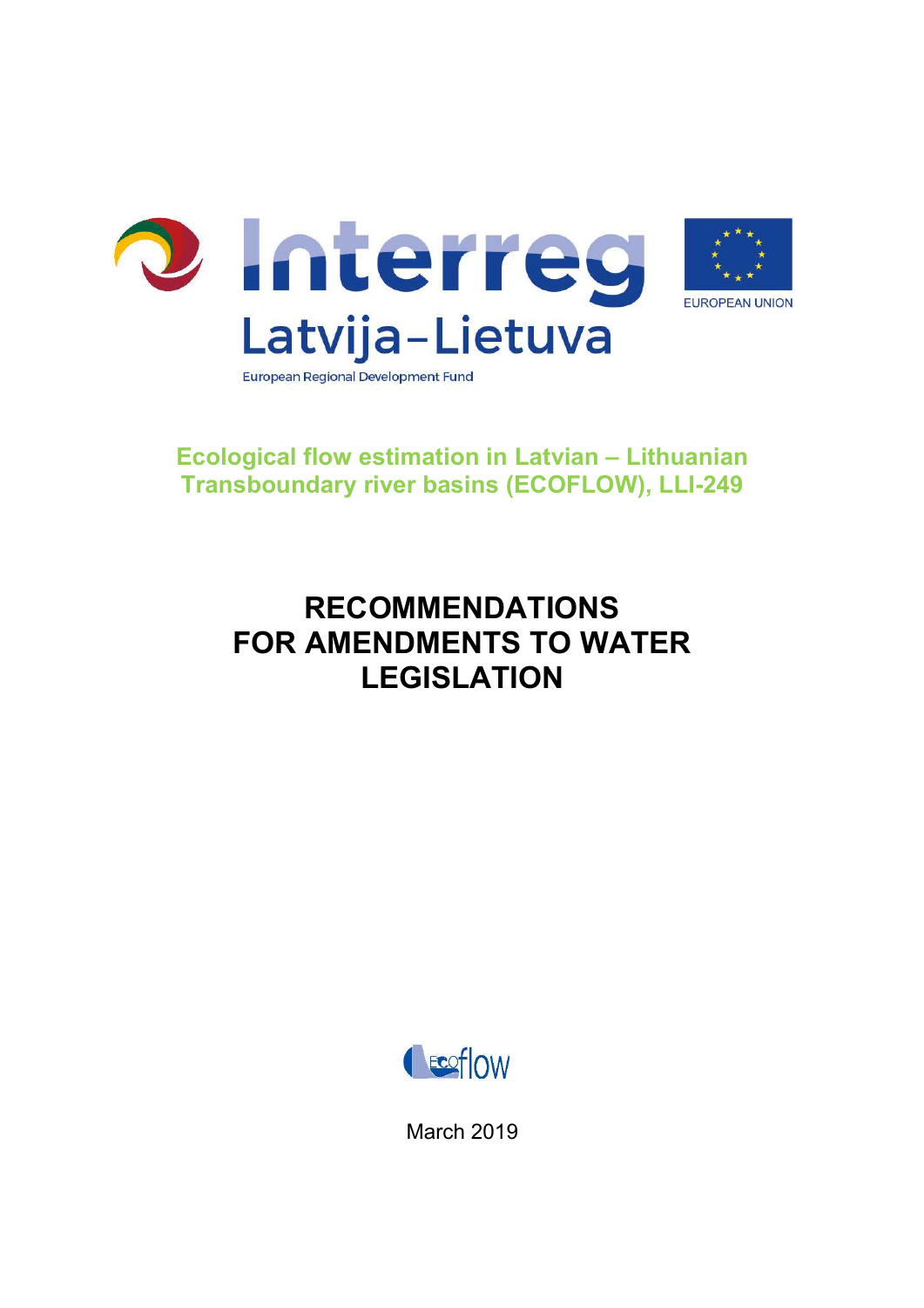Interreg

Latvija–Lietuva

European Regional Development Fund

EUROPEAN UNION

**Ecological flow estimation in Latvian – Lithuanian Transboundary river basins (ECOFLOW), LLI-249**

# RECOMMENDATIONS FOR AMENDMENTS TO WATER LEGISLATION

Ecoflow

March 2019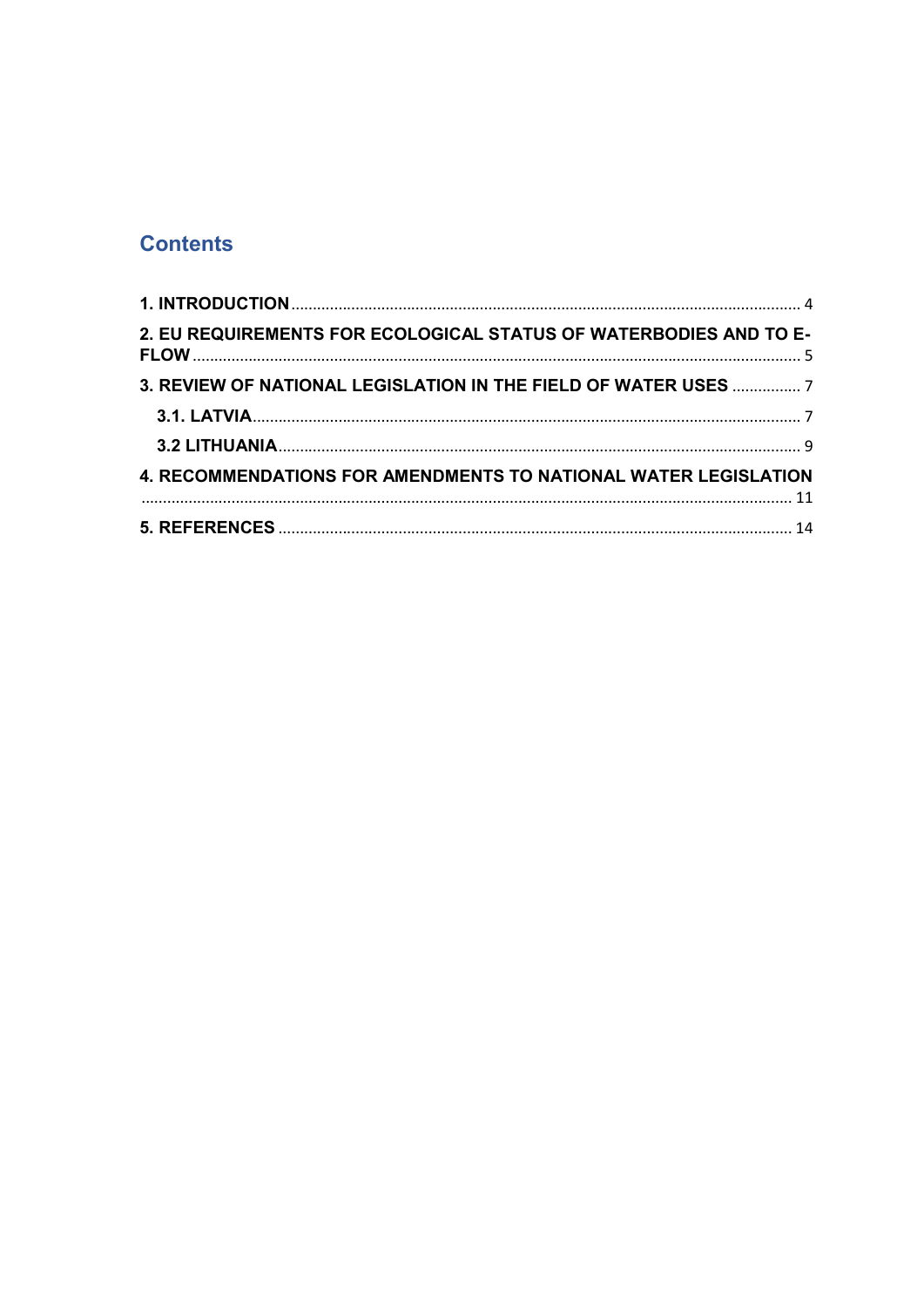# Contents

**1. INTRODUCTION** ..... 4

**2. EU REQUIREMENTS FOR ECOLOGICAL STATUS OF WATERBODIES AND TO E-FLOW** ..... 5

**3. REVIEW OF NATIONAL LEGISLATION IN THE FIELD OF WATER USES** ..... 7

- **3.1. LATVIA** ..... 7
- **3.2 LITHUANIA** ..... 9

**4. RECOMMENDATIONS FOR AMENDMENTS TO NATIONAL WATER LEGISLATION** ..... 11

**5. REFERENCES** ..... 14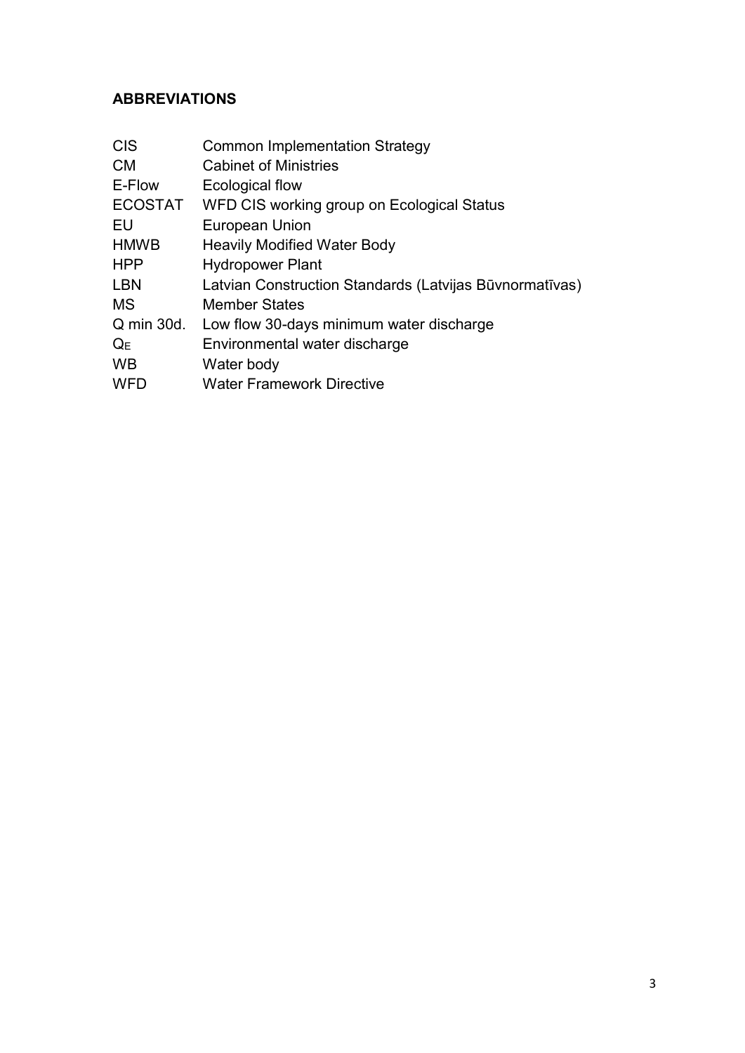## ABBREVIATIONS

| | |
|---|---|
| CIS | Common Implementation Strategy |
| CM | Cabinet of Ministries |
| E-Flow | Ecological flow |
| ECOSTAT | WFD CIS working group on Ecological Status |
| EU | European Union |
| HMWB | Heavily Modified Water Body |
| HPP | Hydropower Plant |
| LBN | Latvian Construction Standards (Latvijas Būvnormatīvas) |
| MS | Member States |
| Q min 30d. | Low flow 30-days minimum water discharge |
| $Q_E$ | Environmental water discharge |
| WB | Water body |
| WFD | Water Framework Directive |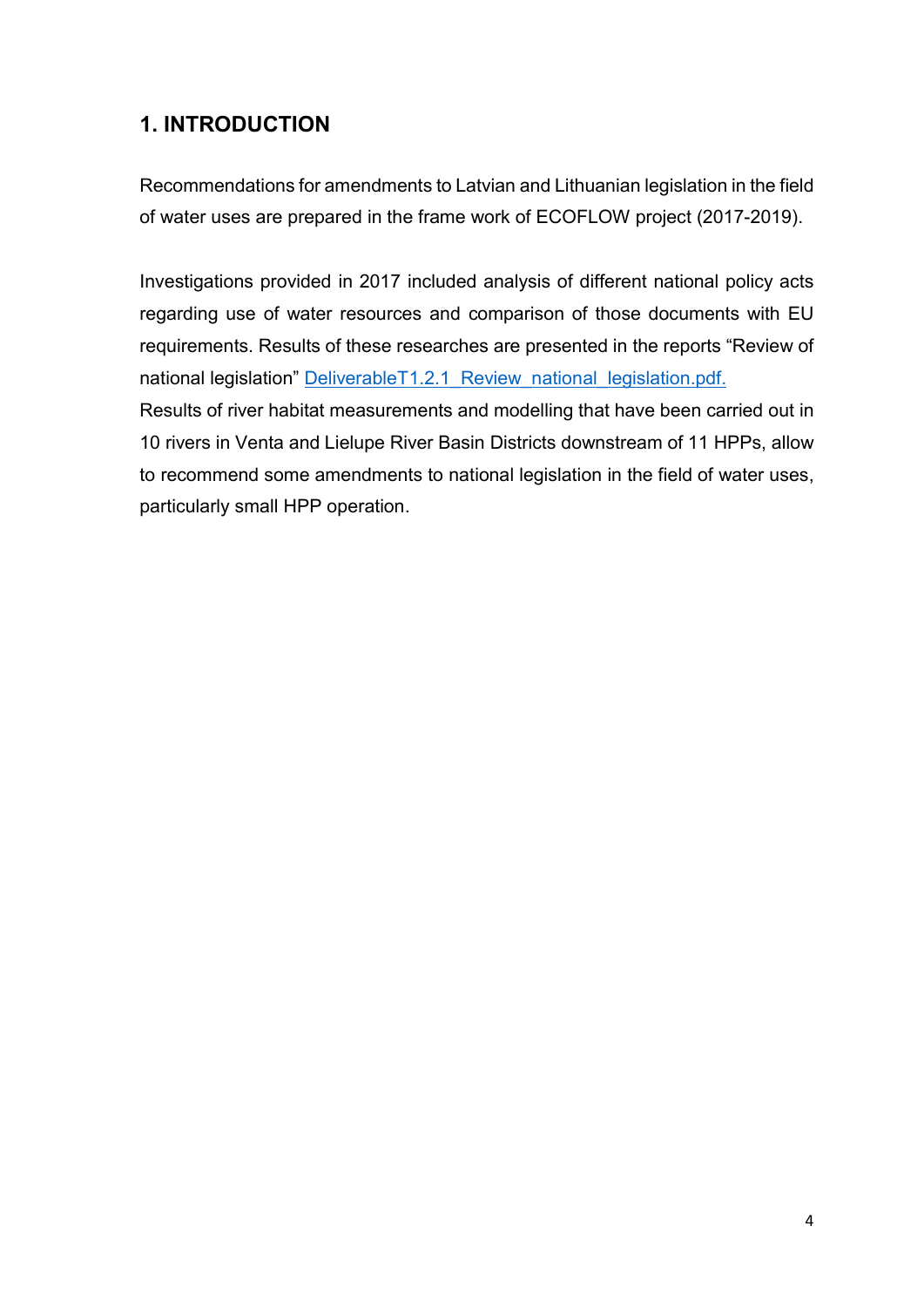# 1. INTRODUCTION

Recommendations for amendments to Latvian and Lithuanian legislation in the field of water uses are prepared in the frame work of ECOFLOW project (2017-2019).

Investigations provided in 2017 included analysis of different national policy acts regarding use of water resources and comparison of those documents with EU requirements. Results of these researches are presented in the reports "Review of national legislation" DeliverableT1.2.1_Review_national_legislation.pdf.
Results of river habitat measurements and modelling that have been carried out in 10 rivers in Venta and Lielupe River Basin Districts downstream of 11 HPPs, allow to recommend some amendments to national legislation in the field of water uses, particularly small HPP operation.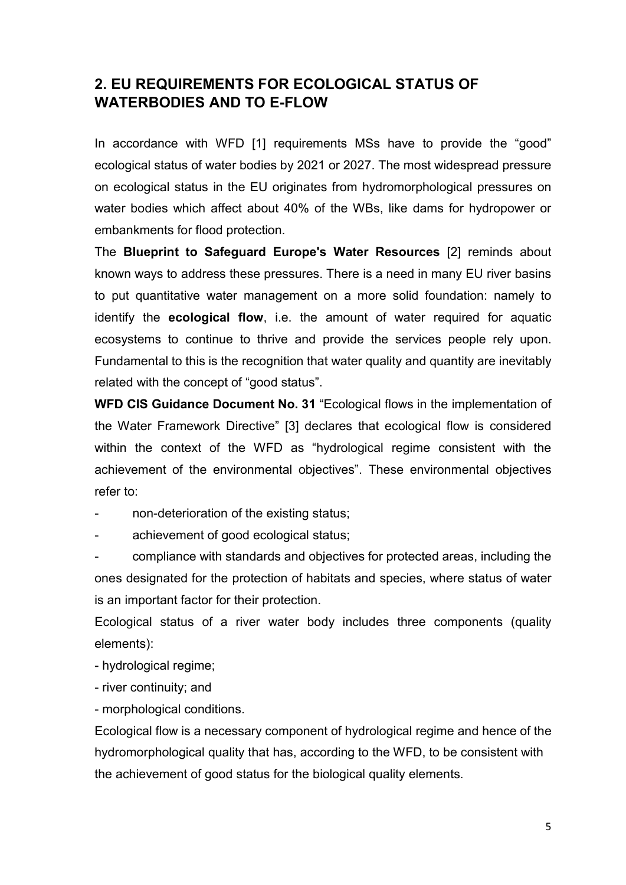## 2. EU REQUIREMENTS FOR ECOLOGICAL STATUS OF WATERBODIES AND TO E-FLOW

In accordance with WFD [1] requirements MSs have to provide the "good" ecological status of water bodies by 2021 or 2027. The most widespread pressure on ecological status in the EU originates from hydromorphological pressures on water bodies which affect about 40% of the WBs, like dams for hydropower or embankments for flood protection.

The **Blueprint to Safeguard Europe's Water Resources** [2] reminds about known ways to address these pressures. There is a need in many EU river basins to put quantitative water management on a more solid foundation: namely to identify the **ecological flow**, i.e. the amount of water required for aquatic ecosystems to continue to thrive and provide the services people rely upon. Fundamental to this is the recognition that water quality and quantity are inevitably related with the concept of "good status".

**WFD CIS Guidance Document No. 31** "Ecological flows in the implementation of the Water Framework Directive" [3] declares that ecological flow is considered within the context of the WFD as "hydrological regime consistent with the achievement of the environmental objectives". These environmental objectives refer to:

- non-deterioration of the existing status;
- achievement of good ecological status;
- compliance with standards and objectives for protected areas, including the ones designated for the protection of habitats and species, where status of water is an important factor for their protection.

Ecological status of a river water body includes three components (quality elements):

- hydrological regime;
- river continuity; and
- morphological conditions.

Ecological flow is a necessary component of hydrological regime and hence of the hydromorphological quality that has, according to the WFD, to be consistent with the achievement of good status for the biological quality elements.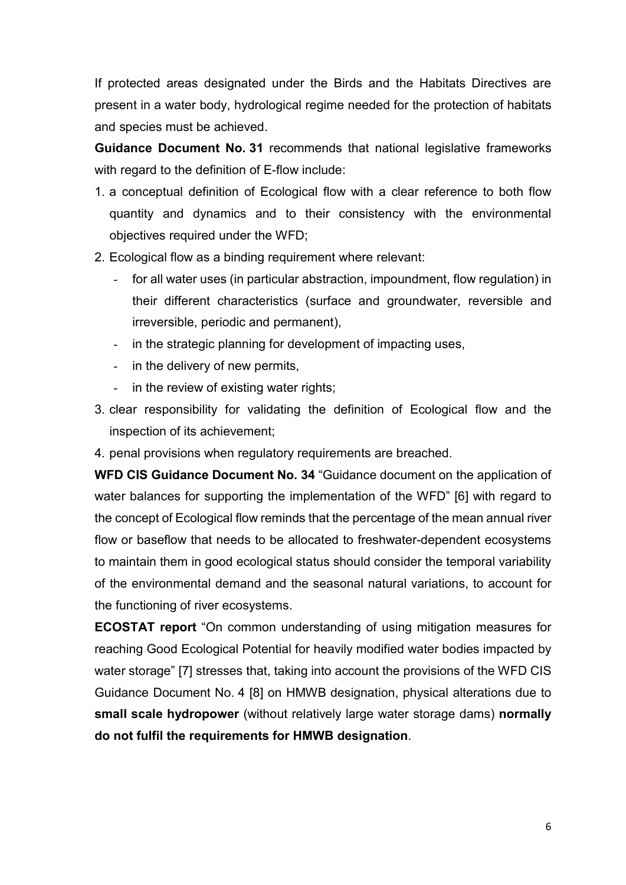If protected areas designated under the Birds and the Habitats Directives are present in a water body, hydrological regime needed for the protection of habitats and species must be achieved.

**Guidance Document No. 31** recommends that national legislative frameworks with regard to the definition of E-flow include:

1. a conceptual definition of Ecological flow with a clear reference to both flow quantity and dynamics and to their consistency with the environmental objectives required under the WFD;
2. Ecological flow as a binding requirement where relevant:
   - for all water uses (in particular abstraction, impoundment, flow regulation) in their different characteristics (surface and groundwater, reversible and irreversible, periodic and permanent),
   - in the strategic planning for development of impacting uses,
   - in the delivery of new permits,
   - in the review of existing water rights;
3. clear responsibility for validating the definition of Ecological flow and the inspection of its achievement;
4. penal provisions when regulatory requirements are breached.

**WFD CIS Guidance Document No. 34** "Guidance document on the application of water balances for supporting the implementation of the WFD" [6] with regard to the concept of Ecological flow reminds that the percentage of the mean annual river flow or baseflow that needs to be allocated to freshwater-dependent ecosystems to maintain them in good ecological status should consider the temporal variability of the environmental demand and the seasonal natural variations, to account for the functioning of river ecosystems.

**ECOSTAT report** "On common understanding of using mitigation measures for reaching Good Ecological Potential for heavily modified water bodies impacted by water storage" [7] stresses that, taking into account the provisions of the WFD CIS Guidance Document No. 4 [8] on HMWB designation, physical alterations due to **small scale hydropower** (without relatively large water storage dams) **normally do not fulfil the requirements for HMWB designation**.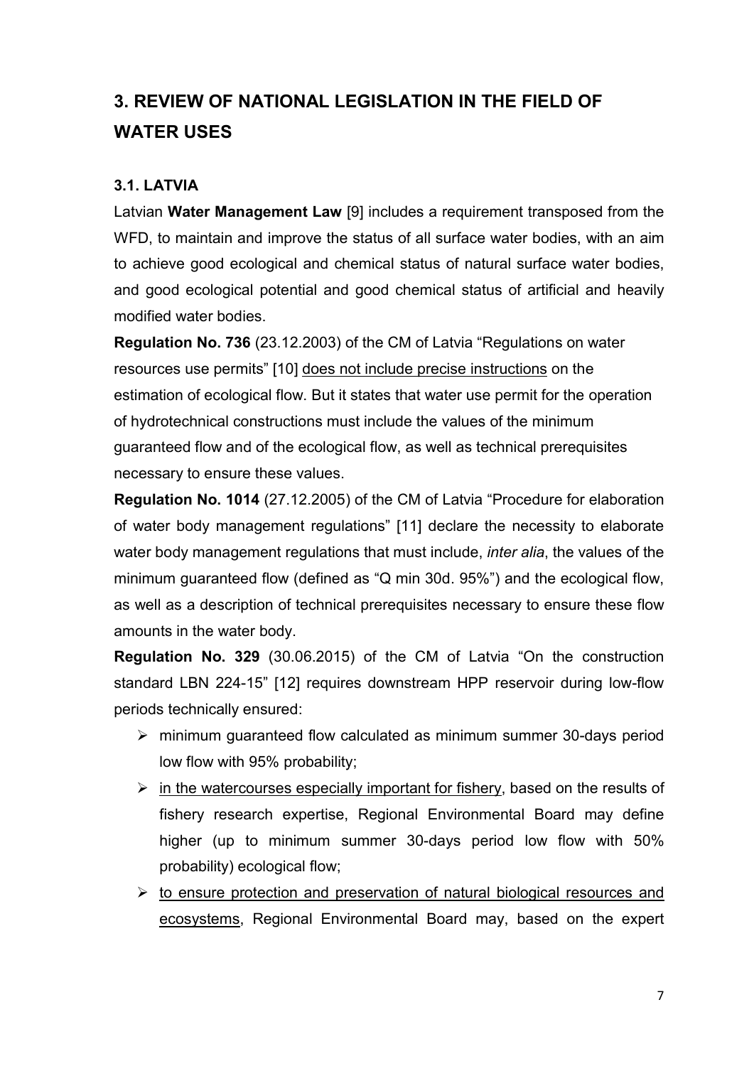# 3. REVIEW OF NATIONAL LEGISLATION IN THE FIELD OF WATER USES

## 3.1. LATVIA

Latvian **Water Management Law** [9] includes a requirement transposed from the WFD, to maintain and improve the status of all surface water bodies, with an aim to achieve good ecological and chemical status of natural surface water bodies, and good ecological potential and good chemical status of artificial and heavily modified water bodies.

**Regulation No. 736** (23.12.2003) of the CM of Latvia "Regulations on water resources use permits" [10] <u>does not include precise instructions</u> on the estimation of ecological flow. But it states that water use permit for the operation of hydrotechnical constructions must include the values of the minimum guaranteed flow and of the ecological flow, as well as technical prerequisites necessary to ensure these values.

**Regulation No. 1014** (27.12.2005) of the CM of Latvia "Procedure for elaboration of water body management regulations" [11] declare the necessity to elaborate water body management regulations that must include, *inter alia*, the values of the minimum guaranteed flow (defined as "Q min 30d. 95%") and the ecological flow, as well as a description of technical prerequisites necessary to ensure these flow amounts in the water body.

**Regulation No. 329** (30.06.2015) of the CM of Latvia "On the construction standard LBN 224-15" [12] requires downstream HPP reservoir during low-flow periods technically ensured:

- minimum guaranteed flow calculated as minimum summer 30-days period low flow with 95% probability;
- <u>in the watercourses especially important for fishery</u>, based on the results of fishery research expertise, Regional Environmental Board may define higher (up to minimum summer 30-days period low flow with 50% probability) ecological flow;
- <u>to ensure protection and preservation of natural biological resources and ecosystems</u>, Regional Environmental Board may, based on the expert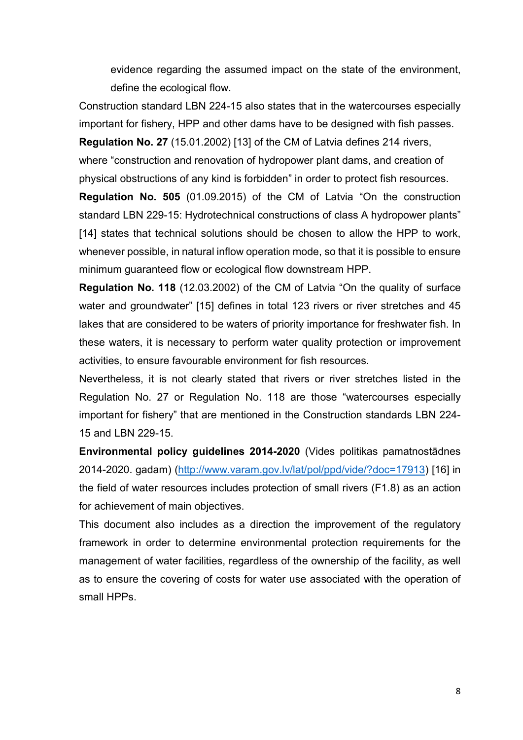evidence regarding the assumed impact on the state of the environment, define the ecological flow.

Construction standard LBN 224-15 also states that in the watercourses especially important for fishery, HPP and other dams have to be designed with fish passes.

**Regulation No. 27** (15.01.2002) [13] of the CM of Latvia defines 214 rivers, where "construction and renovation of hydropower plant dams, and creation of physical obstructions of any kind is forbidden" in order to protect fish resources.

**Regulation No. 505** (01.09.2015) of the CM of Latvia "On the construction standard LBN 229-15: Hydrotechnical constructions of class A hydropower plants" [14] states that technical solutions should be chosen to allow the HPP to work, whenever possible, in natural inflow operation mode, so that it is possible to ensure minimum guaranteed flow or ecological flow downstream HPP.

**Regulation No. 118** (12.03.2002) of the CM of Latvia "On the quality of surface water and groundwater" [15] defines in total 123 rivers or river stretches and 45 lakes that are considered to be waters of priority importance for freshwater fish. In these waters, it is necessary to perform water quality protection or improvement activities, to ensure favourable environment for fish resources.

Nevertheless, it is not clearly stated that rivers or river stretches listed in the Regulation No. 27 or Regulation No. 118 are those "watercourses especially important for fishery" that are mentioned in the Construction standards LBN 224-15 and LBN 229-15.

**Environmental policy guidelines 2014-2020** (Vides politikas pamatnostādnes 2014-2020. gadam) (http://www.varam.gov.lv/lat/pol/ppd/vide/?doc=17913) [16] in the field of water resources includes protection of small rivers (F1.8) as an action for achievement of main objectives.

This document also includes as a direction the improvement of the regulatory framework in order to determine environmental protection requirements for the management of water facilities, regardless of the ownership of the facility, as well as to ensure the covering of costs for water use associated with the operation of small HPPs.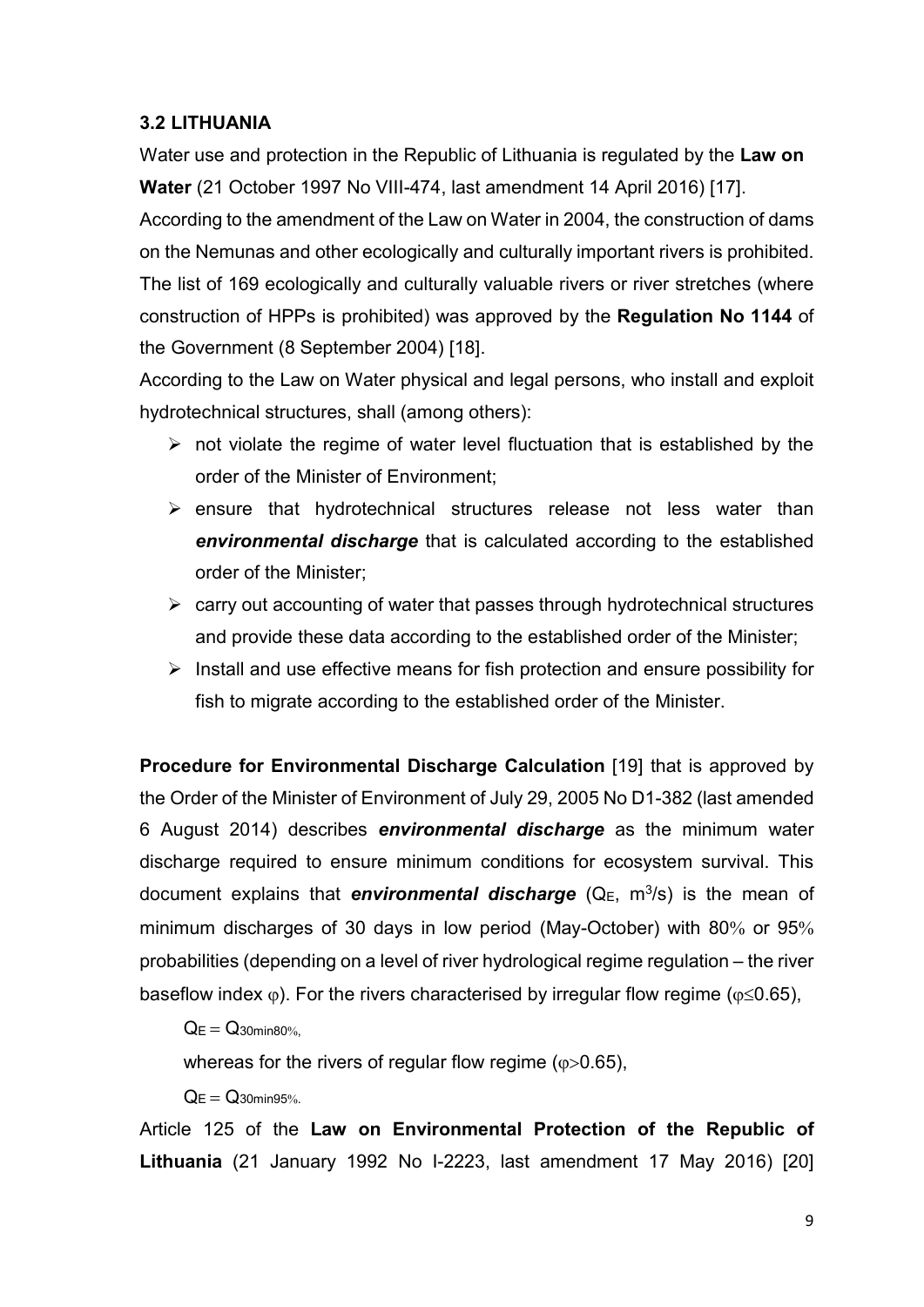### 3.2 LITHUANIA

Water use and protection in the Republic of Lithuania is regulated by the **Law on Water** (21 October 1997 No VIII-474, last amendment 14 April 2016) [17].

According to the amendment of the Law on Water in 2004, the construction of dams on the Nemunas and other ecologically and culturally important rivers is prohibited. The list of 169 ecologically and culturally valuable rivers or river stretches (where construction of HPPs is prohibited) was approved by the **Regulation No 1144** of the Government (8 September 2004) [18].

According to the Law on Water physical and legal persons, who install and exploit hydrotechnical structures, shall (among others):

- not violate the regime of water level fluctuation that is established by the order of the Minister of Environment;
- ensure that hydrotechnical structures release not less water than ***environmental discharge*** that is calculated according to the established order of the Minister;
- carry out accounting of water that passes through hydrotechnical structures and provide these data according to the established order of the Minister;
- Install and use effective means for fish protection and ensure possibility for fish to migrate according to the established order of the Minister.

**Procedure for Environmental Discharge Calculation** [19] that is approved by the Order of the Minister of Environment of July 29, 2005 No D1-382 (last amended 6 August 2014) describes ***environmental discharge*** as the minimum water discharge required to ensure minimum conditions for ecosystem survival. This document explains that ***environmental discharge*** ($Q_E$, $m^3/s$) is the mean of minimum discharges of 30 days in low period (May-October) with 80% or 95% probabilities (depending on a level of river hydrological regime regulation – the river baseflow index $\varphi$). For the rivers characterised by irregular flow regime ($\varphi \leq 0.65$),

$Q_E = Q_{30min80\%}$,

whereas for the rivers of regular flow regime ($\varphi > 0.65$),

$Q_E = Q_{30min95\%}$.

Article 125 of the **Law on Environmental Protection of the Republic of Lithuania** (21 January 1992 No I-2223, last amendment 17 May 2016) [20]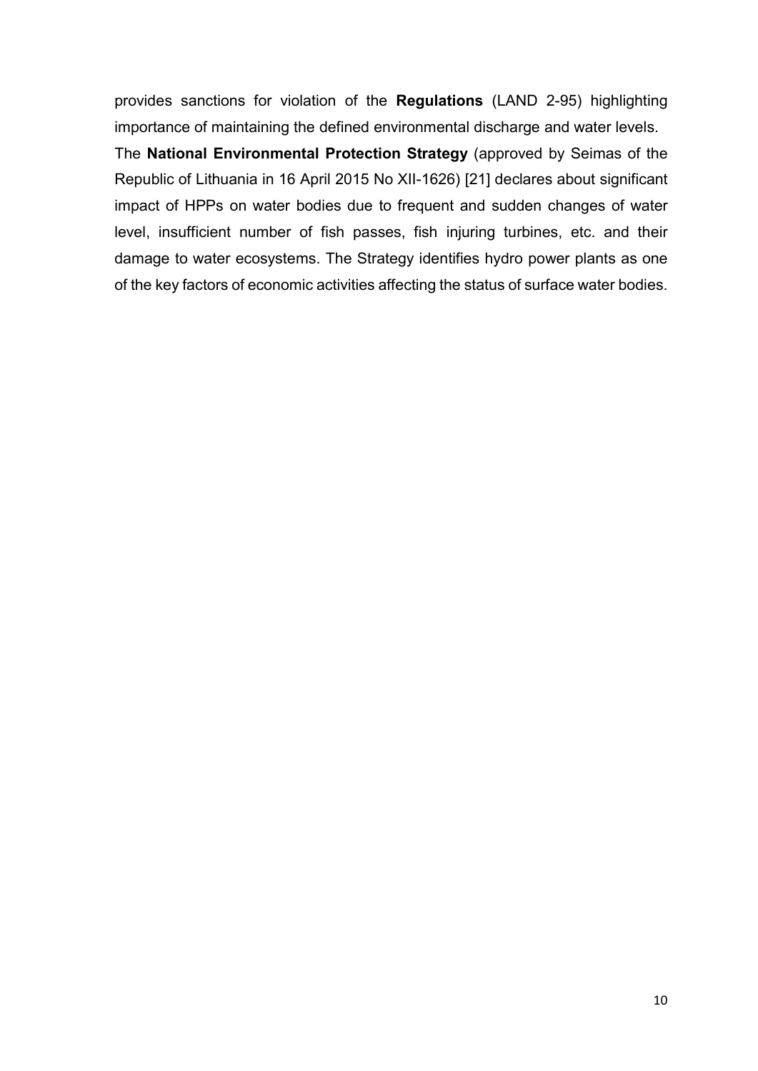provides sanctions for violation of the **Regulations** (LAND 2-95) highlighting importance of maintaining the defined environmental discharge and water levels.

The **National Environmental Protection Strategy** (approved by Seimas of the Republic of Lithuania in 16 April 2015 No XII-1626) [21] declares about significant impact of HPPs on water bodies due to frequent and sudden changes of water level, insufficient number of fish passes, fish injuring turbines, etc. and their damage to water ecosystems. The Strategy identifies hydro power plants as one of the key factors of economic activities affecting the status of surface water bodies.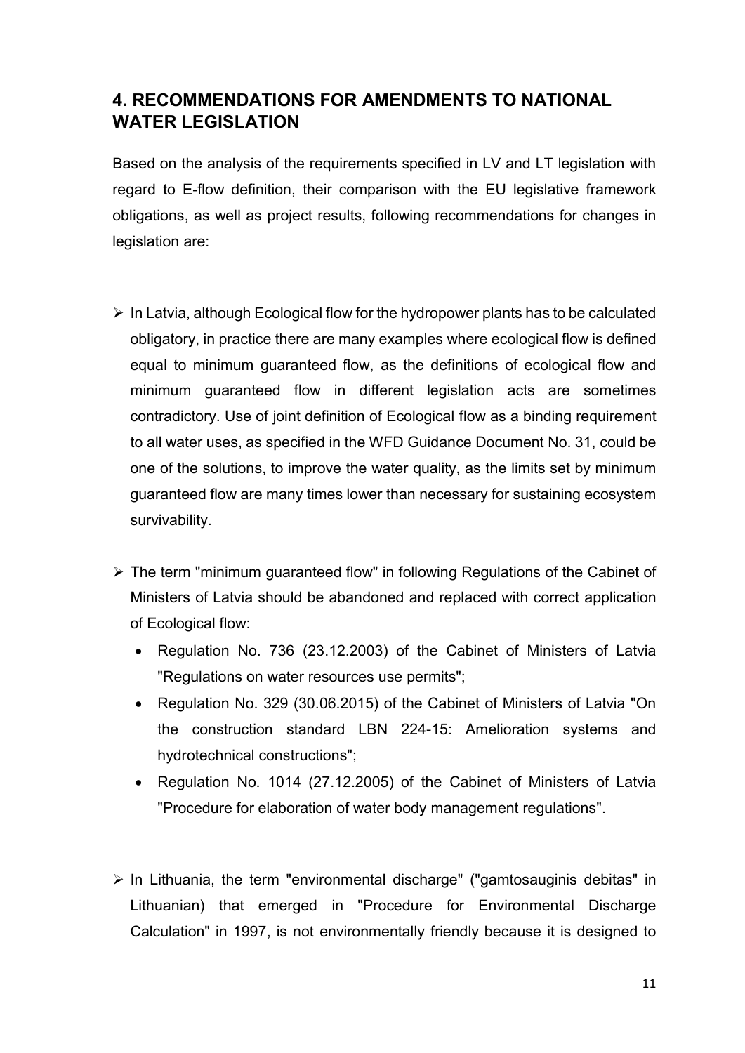## 4. RECOMMENDATIONS FOR AMENDMENTS TO NATIONAL WATER LEGISLATION

Based on the analysis of the requirements specified in LV and LT legislation with regard to E-flow definition, their comparison with the EU legislative framework obligations, as well as project results, following recommendations for changes in legislation are:

- In Latvia, although Ecological flow for the hydropower plants has to be calculated obligatory, in practice there are many examples where ecological flow is defined equal to minimum guaranteed flow, as the definitions of ecological flow and minimum guaranteed flow in different legislation acts are sometimes contradictory. Use of joint definition of Ecological flow as a binding requirement to all water uses, as specified in the WFD Guidance Document No. 31, could be one of the solutions, to improve the water quality, as the limits set by minimum guaranteed flow are many times lower than necessary for sustaining ecosystem survivability.

- The term "minimum guaranteed flow" in following Regulations of the Cabinet of Ministers of Latvia should be abandoned and replaced with correct application of Ecological flow:
  - Regulation No. 736 (23.12.2003) of the Cabinet of Ministers of Latvia "Regulations on water resources use permits";
  - Regulation No. 329 (30.06.2015) of the Cabinet of Ministers of Latvia "On the construction standard LBN 224-15: Amelioration systems and hydrotechnical constructions";
  - Regulation No. 1014 (27.12.2005) of the Cabinet of Ministers of Latvia "Procedure for elaboration of water body management regulations".

- In Lithuania, the term "environmental discharge" ("gamtosauginis debitas" in Lithuanian) that emerged in "Procedure for Environmental Discharge Calculation" in 1997, is not environmentally friendly because it is designed to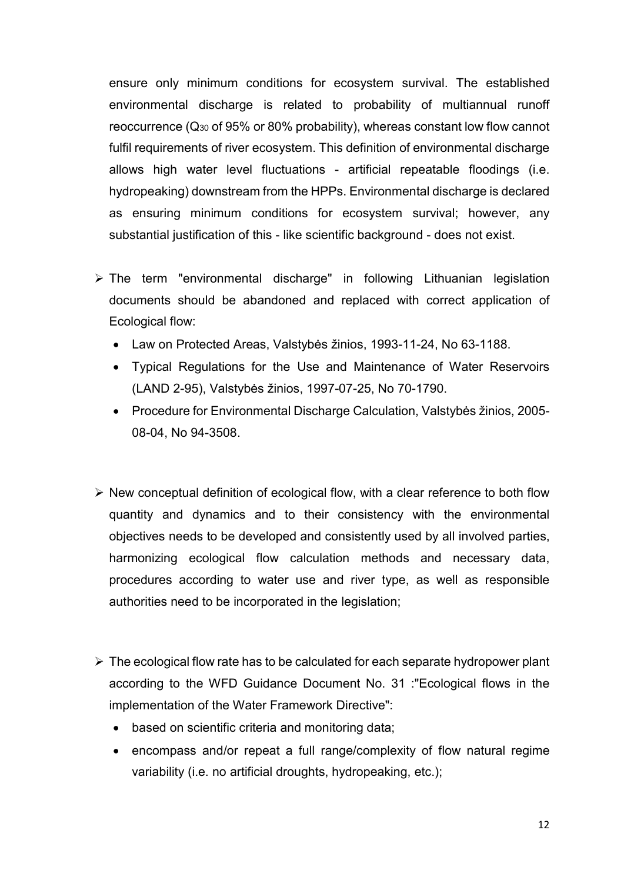ensure only minimum conditions for ecosystem survival. The established environmental discharge is related to probability of multiannual runoff reoccurrence ($Q_{30}$ of 95% or 80% probability), whereas constant low flow cannot fulfil requirements of river ecosystem. This definition of environmental discharge allows high water level fluctuations - artificial repeatable floodings (i.e. hydropeaking) downstream from the HPPs. Environmental discharge is declared as ensuring minimum conditions for ecosystem survival; however, any substantial justification of this - like scientific background - does not exist.

- The term "environmental discharge" in following Lithuanian legislation documents should be abandoned and replaced with correct application of Ecological flow:
  - Law on Protected Areas, Valstybės žinios, 1993-11-24, No 63-1188.
  - Typical Regulations for the Use and Maintenance of Water Reservoirs (LAND 2-95), Valstybės žinios, 1997-07-25, No 70-1790.
  - Procedure for Environmental Discharge Calculation, Valstybės žinios, 2005-08-04, No 94-3508.

- New conceptual definition of ecological flow, with a clear reference to both flow quantity and dynamics and to their consistency with the environmental objectives needs to be developed and consistently used by all involved parties, harmonizing ecological flow calculation methods and necessary data, procedures according to water use and river type, as well as responsible authorities need to be incorporated in the legislation;

- The ecological flow rate has to be calculated for each separate hydropower plant according to the WFD Guidance Document No. 31 :"Ecological flows in the implementation of the Water Framework Directive":
  - based on scientific criteria and monitoring data;
  - encompass and/or repeat a full range/complexity of flow natural regime variability (i.e. no artificial droughts, hydropeaking, etc.);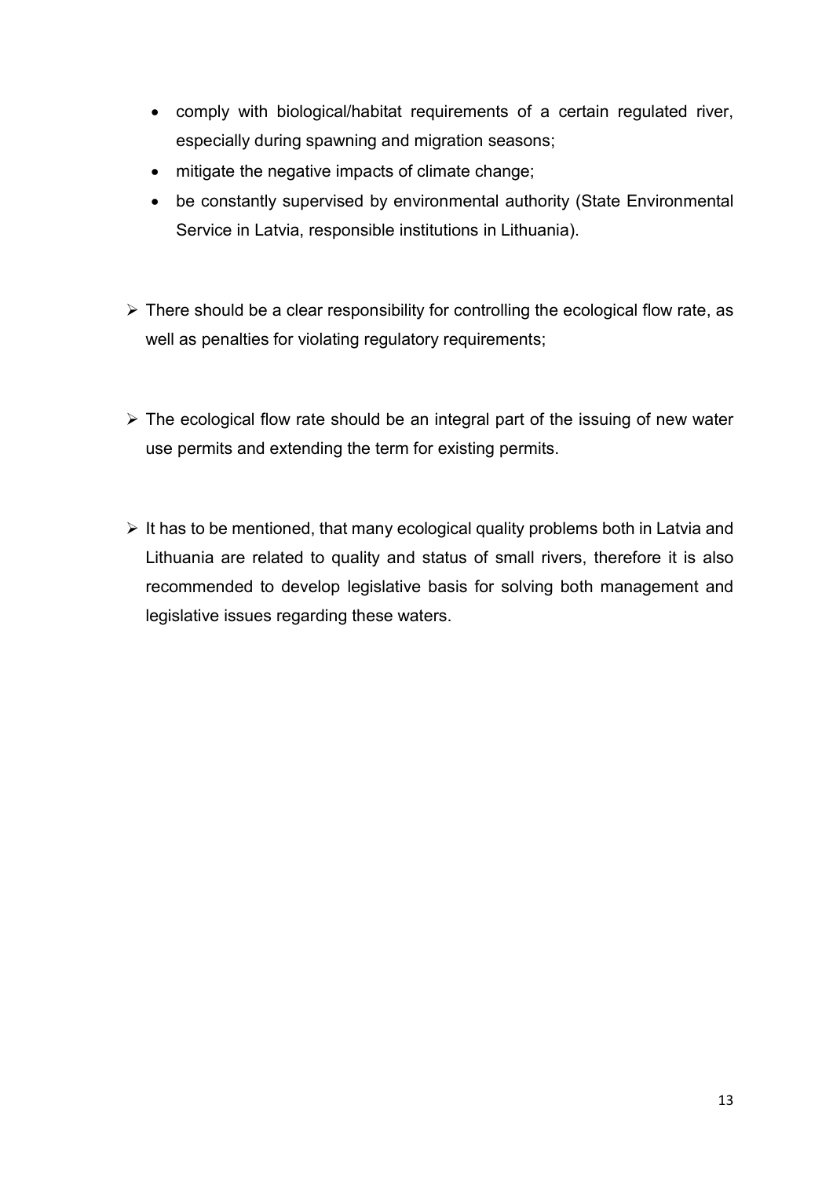- comply with biological/habitat requirements of a certain regulated river, especially during spawning and migration seasons;
- mitigate the negative impacts of climate change;
- be constantly supervised by environmental authority (State Environmental Service in Latvia, responsible institutions in Lithuania).

➢ There should be a clear responsibility for controlling the ecological flow rate, as well as penalties for violating regulatory requirements;

➢ The ecological flow rate should be an integral part of the issuing of new water use permits and extending the term for existing permits.

➢ It has to be mentioned, that many ecological quality problems both in Latvia and Lithuania are related to quality and status of small rivers, therefore it is also recommended to develop legislative basis for solving both management and legislative issues regarding these waters.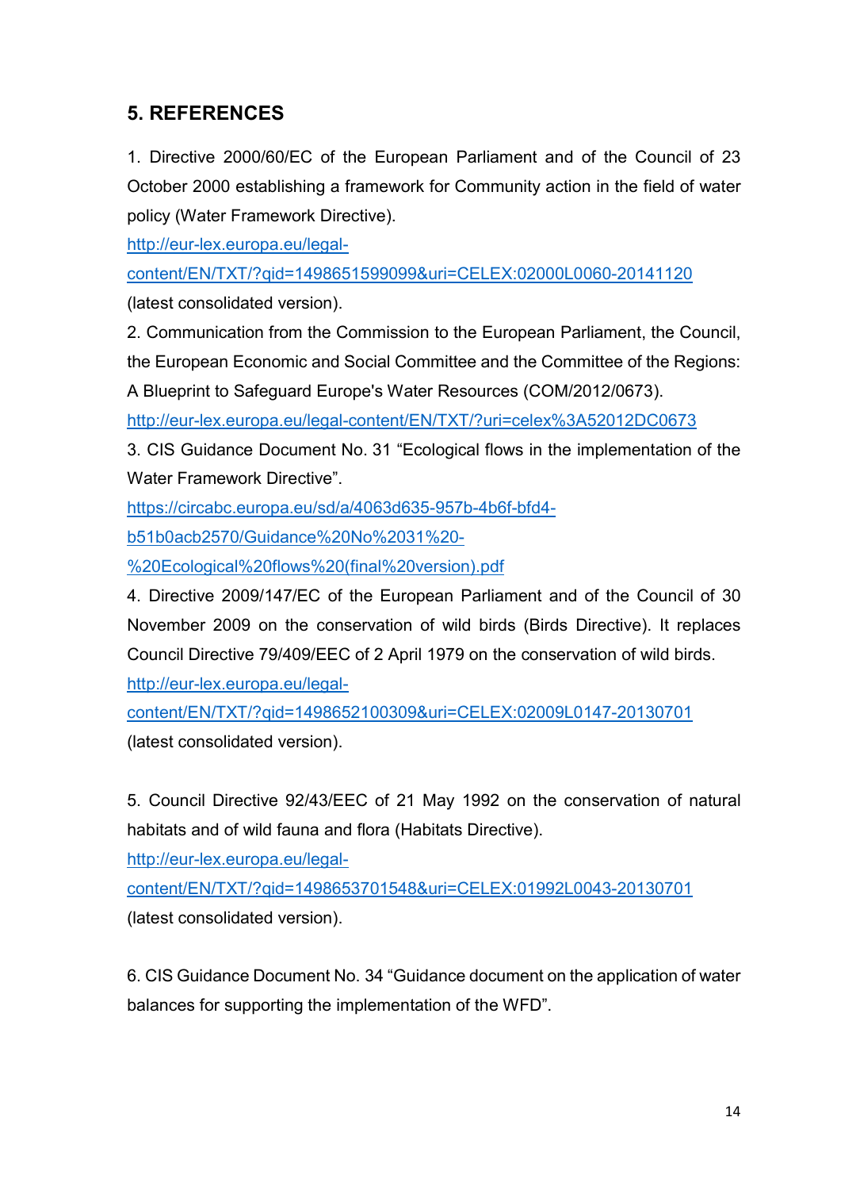## 5. REFERENCES

1. Directive 2000/60/EC of the European Parliament and of the Council of 23 October 2000 establishing a framework for Community action in the field of water policy (Water Framework Directive).
http://eur-lex.europa.eu/legal-content/EN/TXT/?qid=1498651599099&uri=CELEX:02000L0060-20141120 (latest consolidated version).
2. Communication from the Commission to the European Parliament, the Council, the European Economic and Social Committee and the Committee of the Regions: A Blueprint to Safeguard Europe's Water Resources (COM/2012/0673).
http://eur-lex.europa.eu/legal-content/EN/TXT/?uri=celex%3A52012DC0673
3. CIS Guidance Document No. 31 "Ecological flows in the implementation of the Water Framework Directive".
https://circabc.europa.eu/sd/a/4063d635-957b-4b6f-bfd4-b51b0acb2570/Guidance%20No%2031%20-%20Ecological%20flows%20(final%20version).pdf
4. Directive 2009/147/EC of the European Parliament and of the Council of 30 November 2009 on the conservation of wild birds (Birds Directive). It replaces Council Directive 79/409/EEC of 2 April 1979 on the conservation of wild birds.
http://eur-lex.europa.eu/legal-content/EN/TXT/?qid=1498652100309&uri=CELEX:02009L0147-20130701 (latest consolidated version).

5. Council Directive 92/43/EEC of 21 May 1992 on the conservation of natural habitats and of wild fauna and flora (Habitats Directive).
http://eur-lex.europa.eu/legal-content/EN/TXT/?qid=1498653701548&uri=CELEX:01992L0043-20130701 (latest consolidated version).

6. CIS Guidance Document No. 34 "Guidance document on the application of water balances for supporting the implementation of the WFD".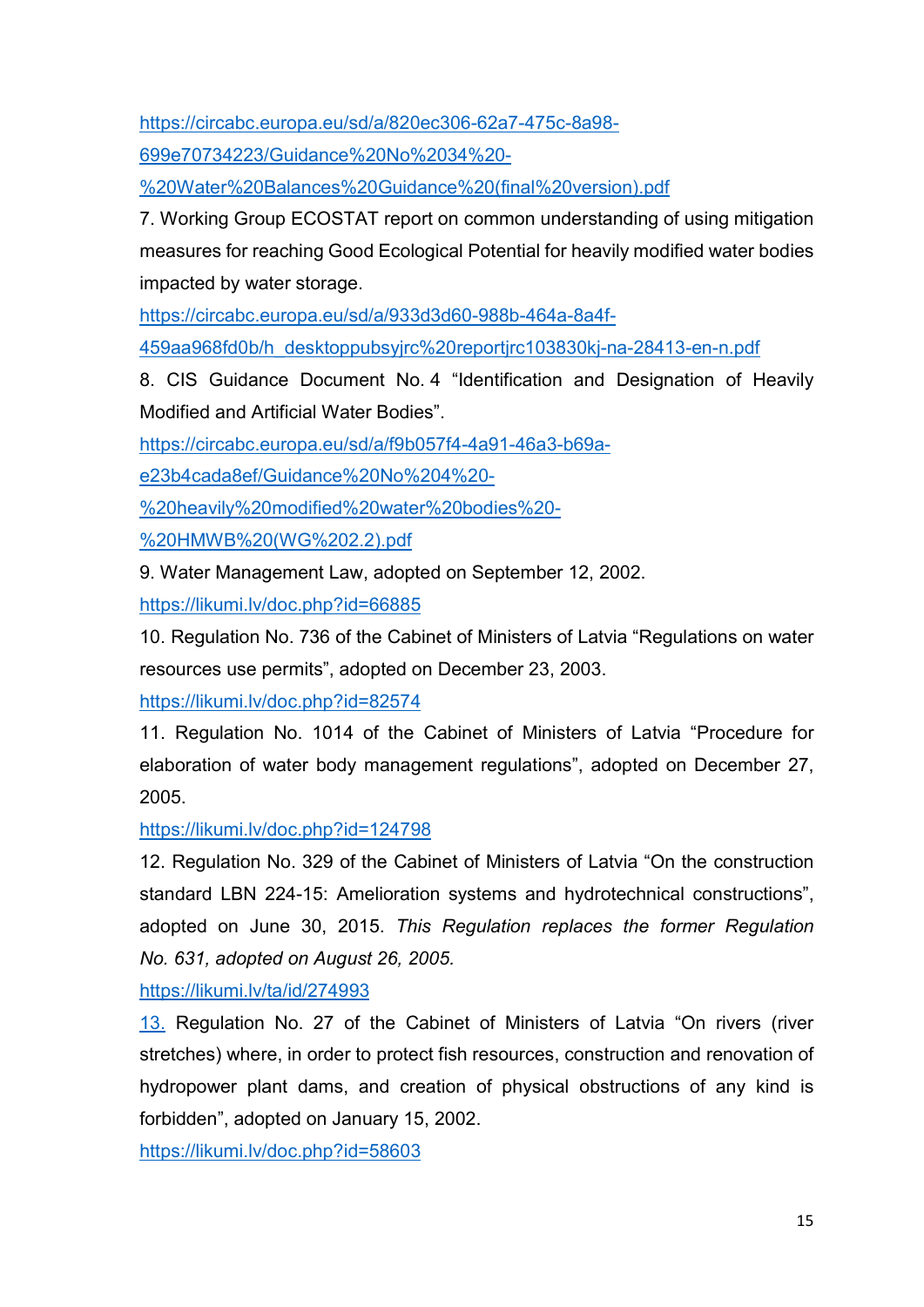https://circabc.europa.eu/sd/a/820ec306-62a7-475c-8a98-699e70734223/Guidance%20No%2034%20-%20Water%20Balances%20Guidance%20(final%20version).pdf

7. Working Group ECOSTAT report on common understanding of using mitigation measures for reaching Good Ecological Potential for heavily modified water bodies impacted by water storage.

https://circabc.europa.eu/sd/a/933d3d60-988b-464a-8a4f-459aa968fd0b/h_desktoppubsyjrc%20reportjrc103830kj-na-28413-en-n.pdf

8. CIS Guidance Document No. 4 "Identification and Designation of Heavily Modified and Artificial Water Bodies".

https://circabc.europa.eu/sd/a/f9b057f4-4a91-46a3-b69a-e23b4cada8ef/Guidance%20No%204%20-%20heavily%20modified%20water%20bodies%20-%20HMWB%20(WG%202.2).pdf

9. Water Management Law, adopted on September 12, 2002.

https://likumi.lv/doc.php?id=66885

10. Regulation No. 736 of the Cabinet of Ministers of Latvia "Regulations on water resources use permits", adopted on December 23, 2003.

https://likumi.lv/doc.php?id=82574

11. Regulation No. 1014 of the Cabinet of Ministers of Latvia "Procedure for elaboration of water body management regulations", adopted on December 27, 2005.

https://likumi.lv/doc.php?id=124798

12. Regulation No. 329 of the Cabinet of Ministers of Latvia "On the construction standard LBN 224-15: Amelioration systems and hydrotechnical constructions", adopted on June 30, 2015. *This Regulation replaces the former Regulation No. 631, adopted on August 26, 2005.*

https://likumi.lv/ta/id/274993

13. Regulation No. 27 of the Cabinet of Ministers of Latvia "On rivers (river stretches) where, in order to protect fish resources, construction and renovation of hydropower plant dams, and creation of physical obstructions of any kind is forbidden", adopted on January 15, 2002.

https://likumi.lv/doc.php?id=58603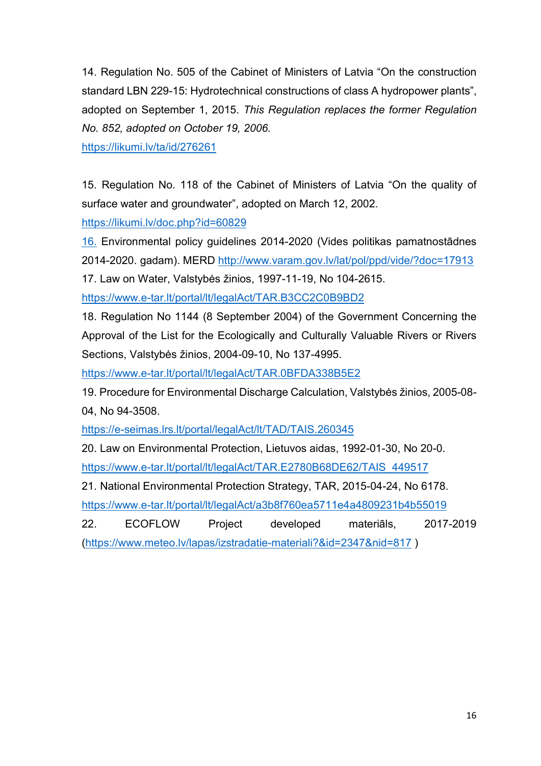14. Regulation No. 505 of the Cabinet of Ministers of Latvia "On the construction standard LBN 229-15: Hydrotechnical constructions of class A hydropower plants", adopted on September 1, 2015. *This Regulation replaces the former Regulation No. 852, adopted on October 19, 2006.*
https://likumi.lv/ta/id/276261

15. Regulation No. 118 of the Cabinet of Ministers of Latvia "On the quality of surface water and groundwater", adopted on March 12, 2002.
https://likumi.lv/doc.php?id=60829

16. Environmental policy guidelines 2014-2020 (Vides politikas pamatnostādnes 2014-2020. gadam). MERD http://www.varam.gov.lv/lat/pol/ppd/vide/?doc=17913

17. Law on Water, Valstybės žinios, 1997-11-19, No 104-2615.
https://www.e-tar.lt/portal/lt/legalAct/TAR.B3CC2C0B9BD2

18. Regulation No 1144 (8 September 2004) of the Government Concerning the Approval of the List for the Ecologically and Culturally Valuable Rivers or Rivers Sections, Valstybės žinios, 2004-09-10, No 137-4995.
https://www.e-tar.lt/portal/lt/legalAct/TAR.0BFDA338B5E2

19. Procedure for Environmental Discharge Calculation, Valstybės žinios, 2005-08-04, No 94-3508.
https://e-seimas.lrs.lt/portal/legalAct/lt/TAD/TAIS.260345

20. Law on Environmental Protection, Lietuvos aidas, 1992-01-30, No 20-0.
https://www.e-tar.lt/portal/lt/legalAct/TAR.E2780B68DE62/TAIS_449517

21. National Environmental Protection Strategy, TAR, 2015-04-24, No 6178.
https://www.e-tar.lt/portal/lt/legalAct/a3b8f760ea5711e4a4809231b4b55019

22. ECOFLOW Project developed materiāls, 2017-2019 (https://www.meteo.lv/lapas/izstradatie-materiali?&id=2347&nid=817 )